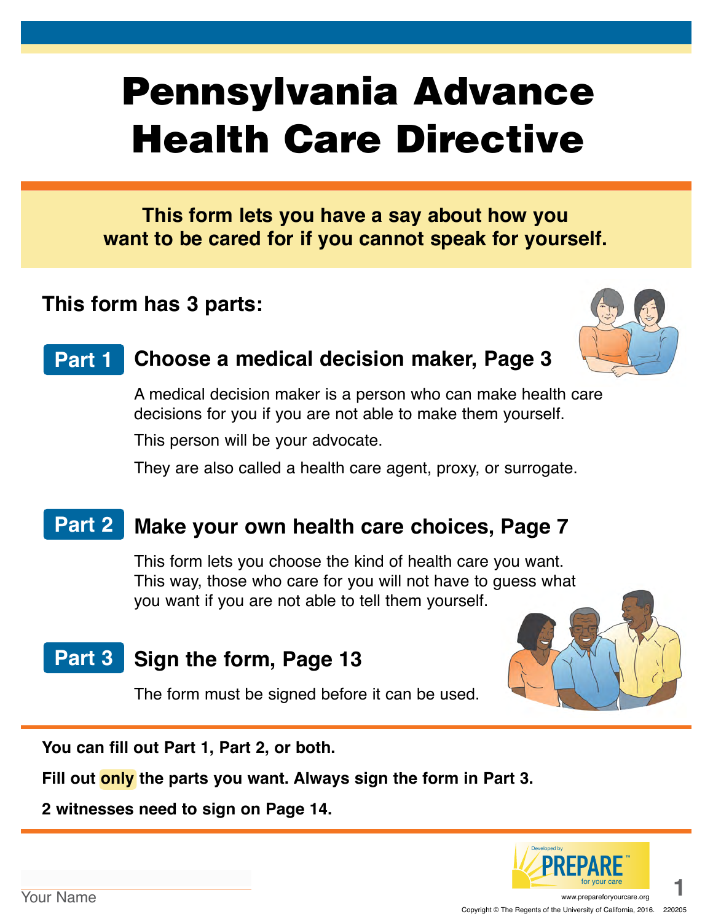# Pennsylvania Advance Health Care Directive

**This form lets you have a say about how you want to be cared for if you cannot speak for yourself.**

## This form has 3 parts:

### Part 1 Choose a medical decision maker, Page 3

A medical decision maker is a person who can make health care decisions for you if you are not able to make them yourself.

This person will be your advocate.

They are also called a health care agent, proxy, or surrogate.

### Part 2 Make your own health care choices, Page 7

This form lets you choose the kind of health care you want. This way, those who care for you will not have to guess what you want if you are not able to tell them yourself.

### Part 3 Sign the form, Page 13

The form must be signed before it can be used.

---

**You can fill out Part 1, Part 2, or both.**

**Fill out only the parts you want. Always sign the form in Part 3.**

**2 witnesses need to sign on Page 14.**

---

Your Name

Developed by PREPARE™ for your care

www.prepareforyourcare.org

Copyright © The Regents of the University of California, 2016. 220205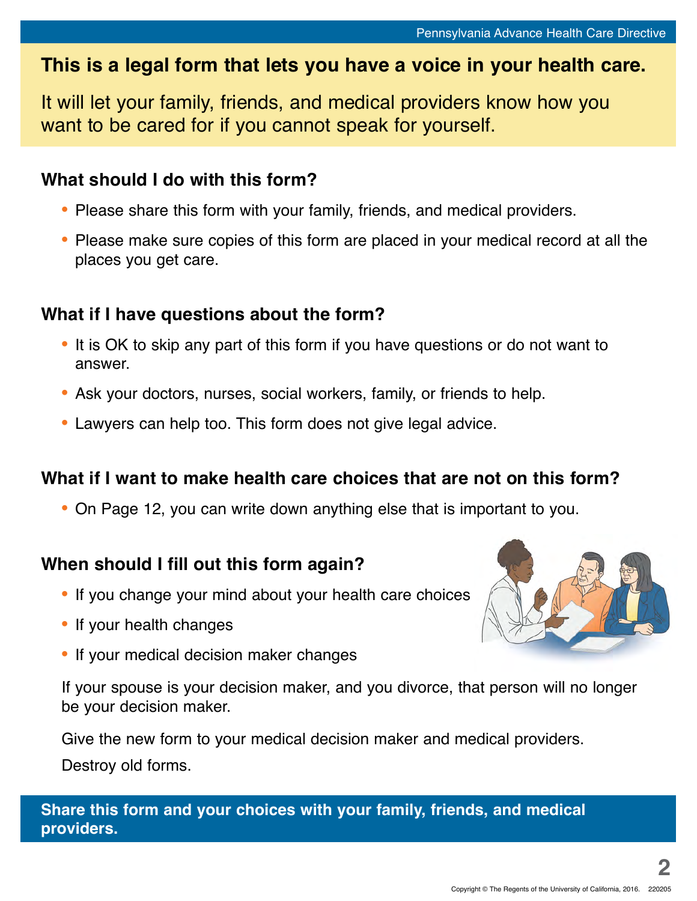**This is a legal form that lets you have a voice in your health care.**

It will let your family, friends, and medical providers know how you want to be cared for if you cannot speak for yourself.

## What should I do with this form?

- Please share this form with your family, friends, and medical providers.
- Please make sure copies of this form are placed in your medical record at all the places you get care.

## What if I have questions about the form?

- It is OK to skip any part of this form if you have questions or do not want to answer.
- Ask your doctors, nurses, social workers, family, or friends to help.
- Lawyers can help too. This form does not give legal advice.

## What if I want to make health care choices that are not on this form?

- On Page 12, you can write down anything else that is important to you.

## When should I fill out this form again?

- If you change your mind about your health care choices
- If your health changes
- If your medical decision maker changes

If your spouse is your decision maker, and you divorce, that person will no longer be your decision maker.

Give the new form to your medical decision maker and medical providers.

Destroy old forms.

**Share this form and your choices with your family, friends, and medical providers.**

Copyright © The Regents of the University of California, 2016. 220205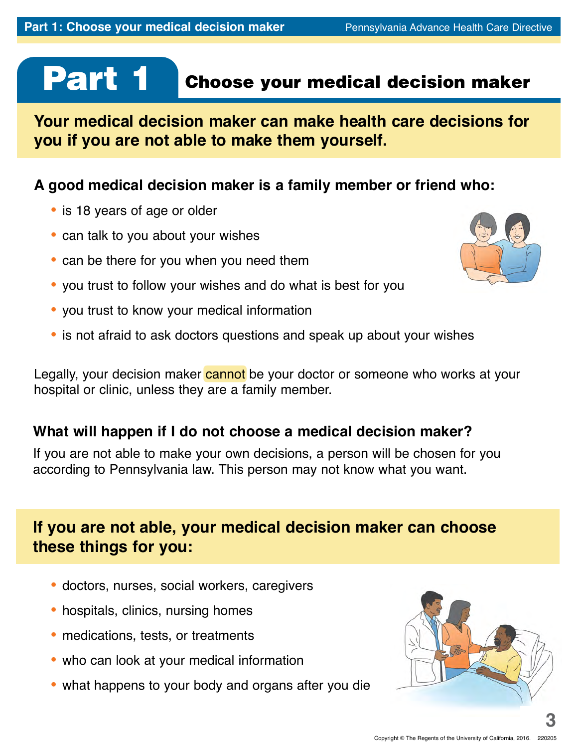# Part 1 Choose your medical decision maker

**Your medical decision maker can make health care decisions for you if you are not able to make them yourself.**

### A good medical decision maker is a family member or friend who:

- is 18 years of age or older
- can talk to you about your wishes
- can be there for you when you need them
- you trust to follow your wishes and do what is best for you
- you trust to know your medical information
- is not afraid to ask doctors questions and speak up about your wishes

Legally, your decision maker **cannot** be your doctor or someone who works at your hospital or clinic, unless they are a family member.

### What will happen if I do not choose a medical decision maker?

If you are not able to make your own decisions, a person will be chosen for you according to Pennsylvania law. This person may not know what you want.

**If you are not able, your medical decision maker can choose these things for you:**

- doctors, nurses, social workers, caregivers
- hospitals, clinics, nursing homes
- medications, tests, or treatments
- who can look at your medical information
- what happens to your body and organs after you die

Copyright © The Regents of the University of California, 2016. 220205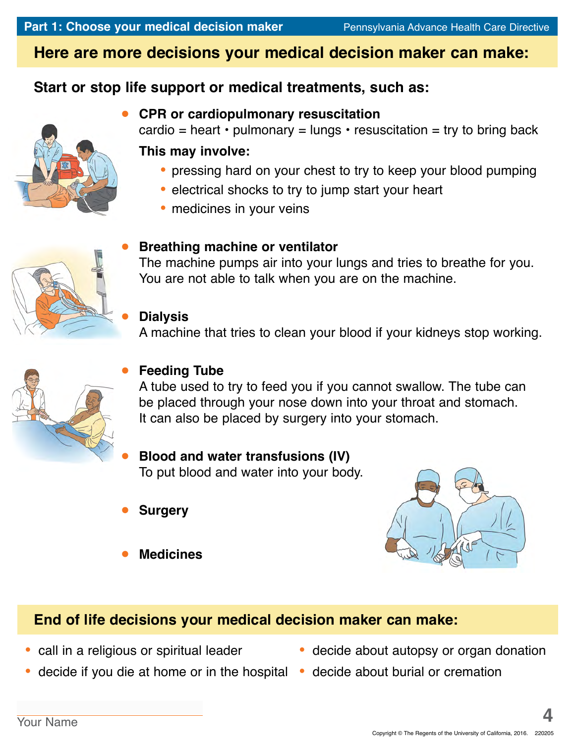## Here are more decisions your medical decision maker can make:

### Start or stop life support or medical treatments, such as:

- **CPR or cardiopulmonary resuscitation**
  cardio = heart • pulmonary = lungs • resuscitation = try to bring back
  **This may involve:**
  - pressing hard on your chest to try to keep your blood pumping
  - electrical shocks to try to jump start your heart
  - medicines in your veins

- **Breathing machine or ventilator**
  The machine pumps air into your lungs and tries to breathe for you. You are not able to talk when you are on the machine.

- **Dialysis**
  A machine that tries to clean your blood if your kidneys stop working.

- **Feeding Tube**
  A tube used to try to feed you if you cannot swallow. The tube can be placed through your nose down into your throat and stomach. It can also be placed by surgery into your stomach.

- **Blood and water transfusions (IV)**
  To put blood and water into your body.

- **Surgery**

- **Medicines**

## End of life decisions your medical decision maker can make:

- call in a religious or spiritual leader
- decide if you die at home or in the hospital
- decide about autopsy or organ donation
- decide about burial or cremation

Your Name

Copyright © The Regents of the University of California, 2016. 220205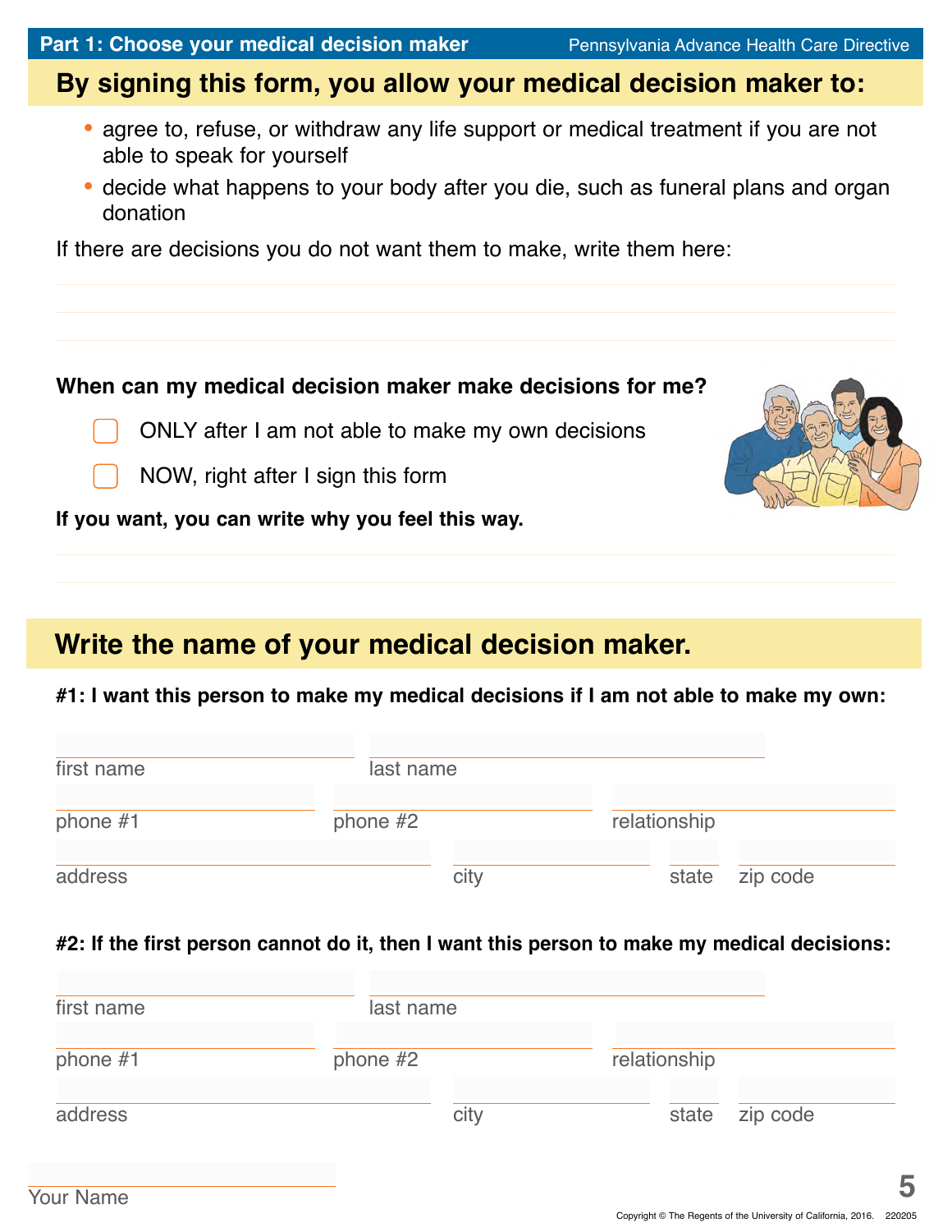## Part 1: Choose your medical decision maker

### By signing this form, you allow your medical decision maker to:

- agree to, refuse, or withdraw any life support or medical treatment if you are not able to speak for yourself
- decide what happens to your body after you die, such as funeral plans and organ donation

If there are decisions you do not want them to make, write them here:

______________________________________________

______________________________________________

______________________________________________

**When can my medical decision maker make decisions for me?**

- ☐ ONLY after I am not able to make my own decisions
- ☐ NOW, right after I sign this form

**If you want, you can write why you feel this way.**

______________________________________________

______________________________________________

### Write the name of your medical decision maker.

**#1: I want this person to make my medical decisions if I am not able to make my own:**

| first name | last name | |
|---|---|---|
| | | |

| phone #1 | phone #2 | relationship |
|---|---|---|
| | | |

| address | city | state | zip code |
|---|---|---|---|
| | | | |

**#2: If the first person cannot do it, then I want this person to make my medical decisions:**

| first name | last name | |
|---|---|---|
| | | |

| phone #1 | phone #2 | relationship |
|---|---|---|
| | | |

| address | city | state | zip code |
|---|---|---|---|
| | | | |

Your Name ______________________

Copyright © The Regents of the University of California, 2016. 220205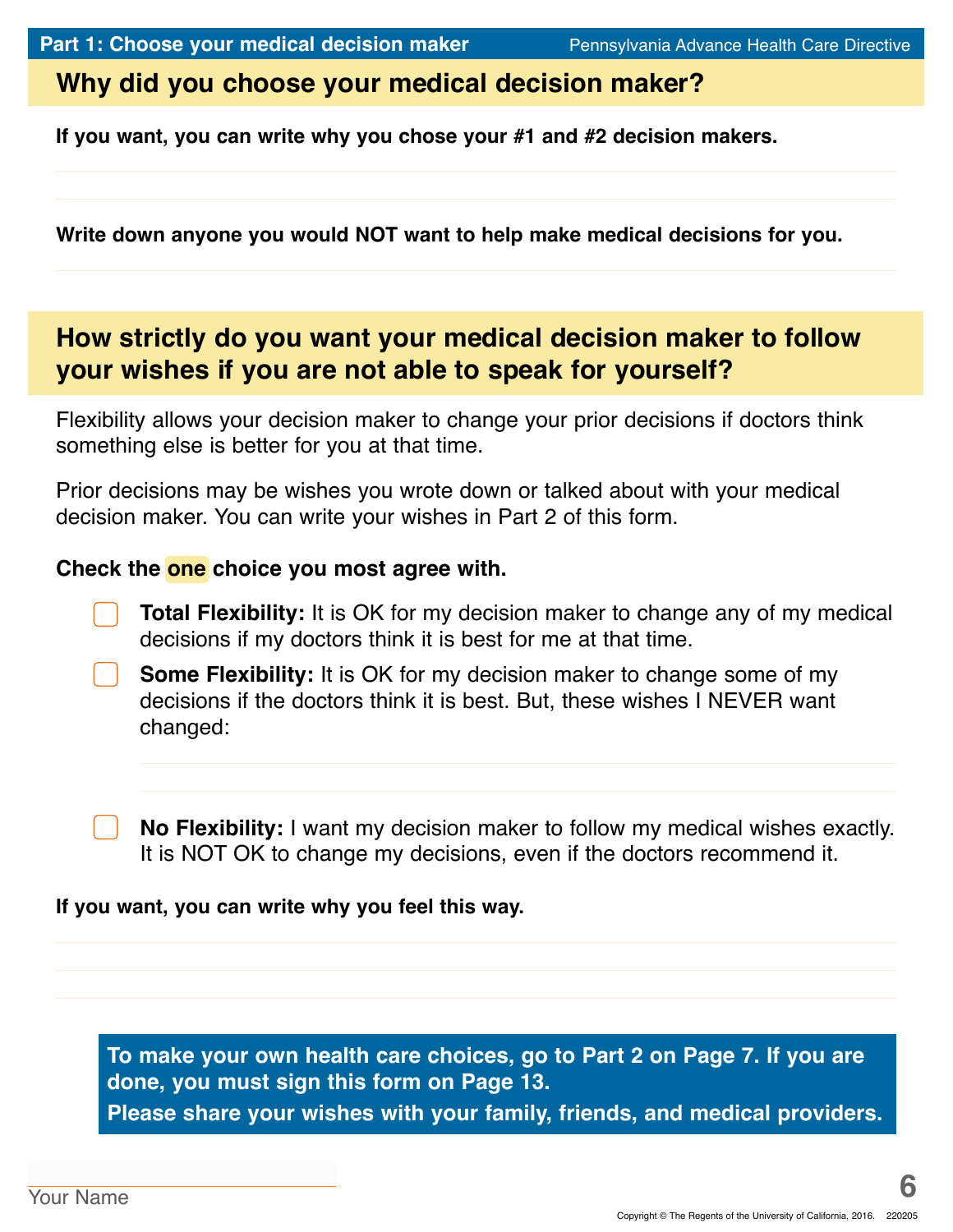## Why did you choose your medical decision maker?

**If you want, you can write why you chose your #1 and #2 decision makers.**

**Write down anyone you would NOT want to help make medical decisions for you.**

## How strictly do you want your medical decision maker to follow your wishes if you are not able to speak for yourself?

Flexibility allows your decision maker to change your prior decisions if doctors think something else is better for you at that time.

Prior decisions may be wishes you wrote down or talked about with your medical decision maker. You can write your wishes in Part 2 of this form.

**Check the one choice you most agree with.**

- [ ] **Total Flexibility:** It is OK for my decision maker to change any of my medical decisions if my doctors think it is best for me at that time.
- [ ] **Some Flexibility:** It is OK for my decision maker to change some of my decisions if the doctors think it is best. But, these wishes I NEVER want changed:
- [ ] **No Flexibility:** I want my decision maker to follow my medical wishes exactly. It is NOT OK to change my decisions, even if the doctors recommend it.

**If you want, you can write why you feel this way.**

**To make your own health care choices, go to Part 2 on Page 7. If you are done, you must sign this form on Page 13.**
**Please share your wishes with your family, friends, and medical providers.**

Your Name

Copyright © The Regents of the University of California, 2016. 220205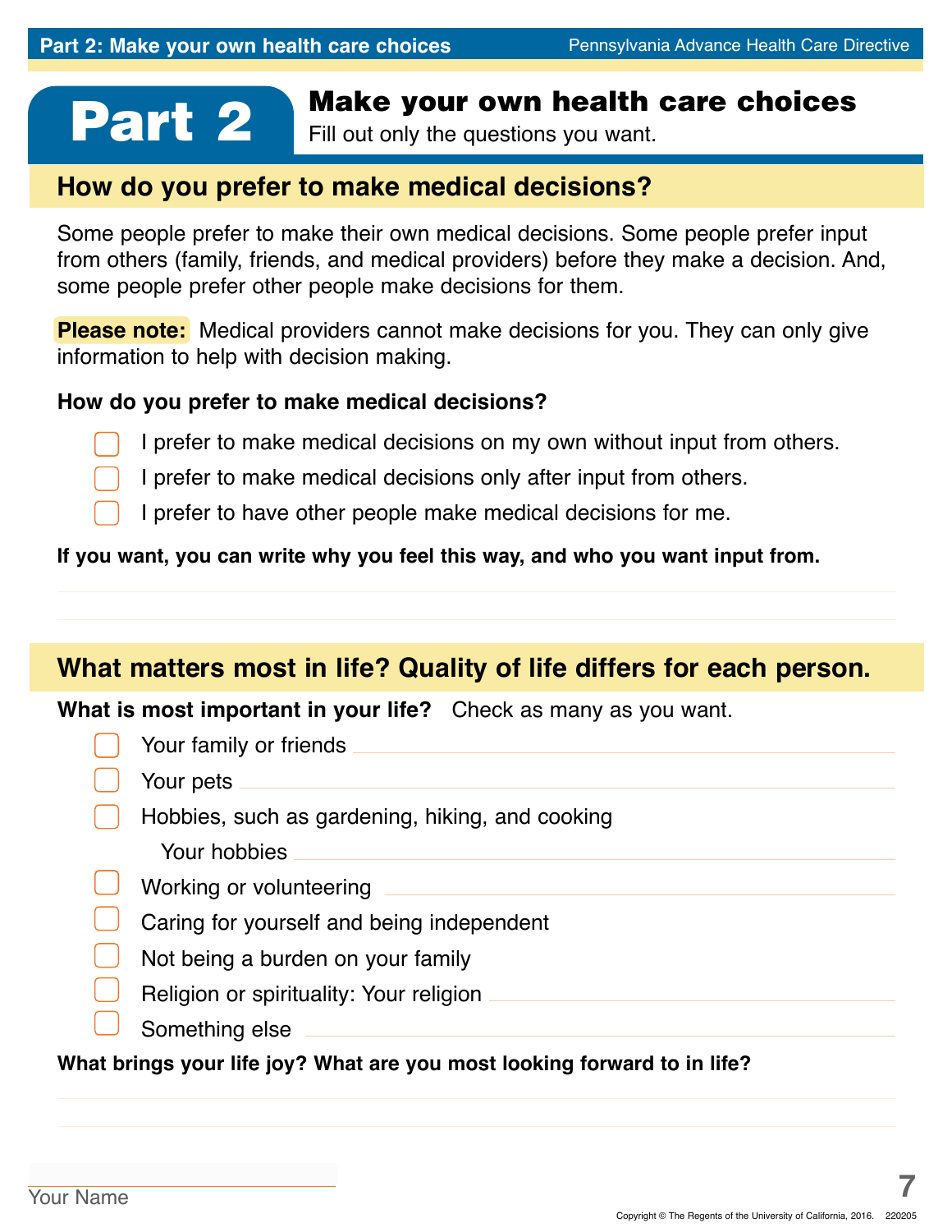# Part 2

## Make your own health care choices

Fill out only the questions you want.

### How do you prefer to make medical decisions?

Some people prefer to make their own medical decisions. Some people prefer input from others (family, friends, and medical providers) before they make a decision. And, some people prefer other people make decisions for them.

**Please note:** Medical providers cannot make decisions for you. They can only give information to help with decision making.

**How do you prefer to make medical decisions?**

- ☐ I prefer to make medical decisions on my own without input from others.
- ☐ I prefer to make medical decisions only after input from others.
- ☐ I prefer to have other people make medical decisions for me.

**If you want, you can write why you feel this way, and who you want input from.**

______________________________________________

______________________________________________

### What matters most in life? Quality of life differs for each person.

**What is most important in your life?** Check as many as you want.

- ☐ Your family or friends ______________________________
- ☐ Your pets ______________________________
- ☐ Hobbies, such as gardening, hiking, and cooking
  Your hobbies ______________________________
- ☐ Working or volunteering ______________________________
- ☐ Caring for yourself and being independent
- ☐ Not being a burden on your family
- ☐ Religion or spirituality: Your religion ______________________________
- ☐ Something else ______________________________

**What brings your life joy? What are you most looking forward to in life?**

______________________________________________

______________________________________________

Your Name ______________________________

Copyright © The Regents of the University of California, 2016. 220205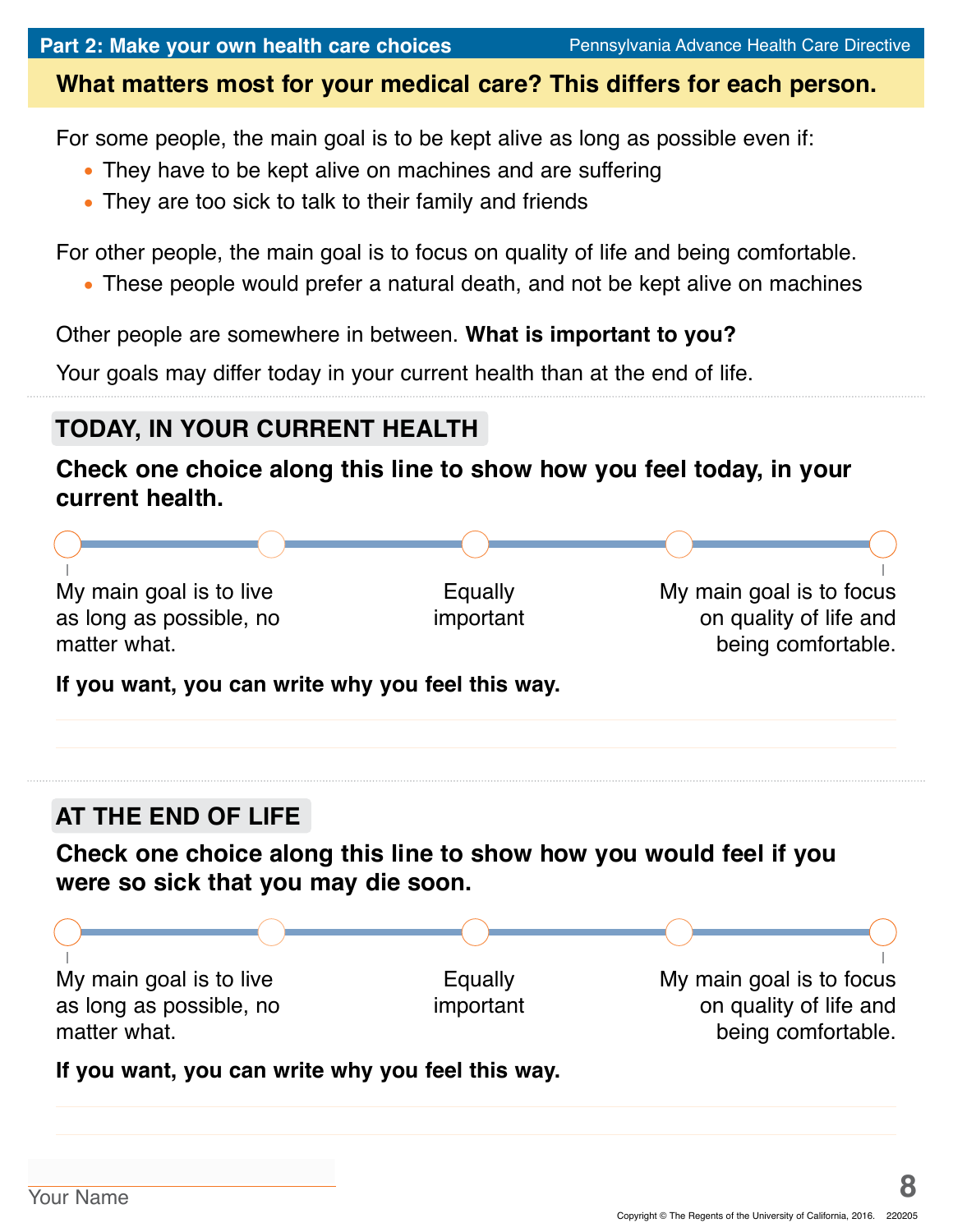## Part 2: Make your own health care choices

**What matters most for your medical care? This differs for each person.**

For some people, the main goal is to be kept alive as long as possible even if:

- They have to be kept alive on machines and are suffering
- They are too sick to talk to their family and friends

For other people, the main goal is to focus on quality of life and being comfortable.

- These people would prefer a natural death, and not be kept alive on machines

Other people are somewhere in between. **What is important to you?**

Your goals may differ today in your current health than at the end of life.

### TODAY, IN YOUR CURRENT HEALTH

**Check one choice along this line to show how you feel today, in your current health.**

○ ——— ○ ——— ○ ——— ○ ——— ○

| My main goal is to live as long as possible, no matter what. | Equally important | My main goal is to focus on quality of life and being comfortable. |
|---|---|---|

**If you want, you can write why you feel this way.**

_______________________________________________

_______________________________________________

### AT THE END OF LIFE

**Check one choice along this line to show how you would feel if you were so sick that you may die soon.**

○ ——— ○ ——— ○ ——— ○ ——— ○

| My main goal is to live as long as possible, no matter what. | Equally important | My main goal is to focus on quality of life and being comfortable. |
|---|---|---|

**If you want, you can write why you feel this way.**

_______________________________________________

_______________________________________________

_______________________
Your Name

Copyright © The Regents of the University of California, 2016. 220205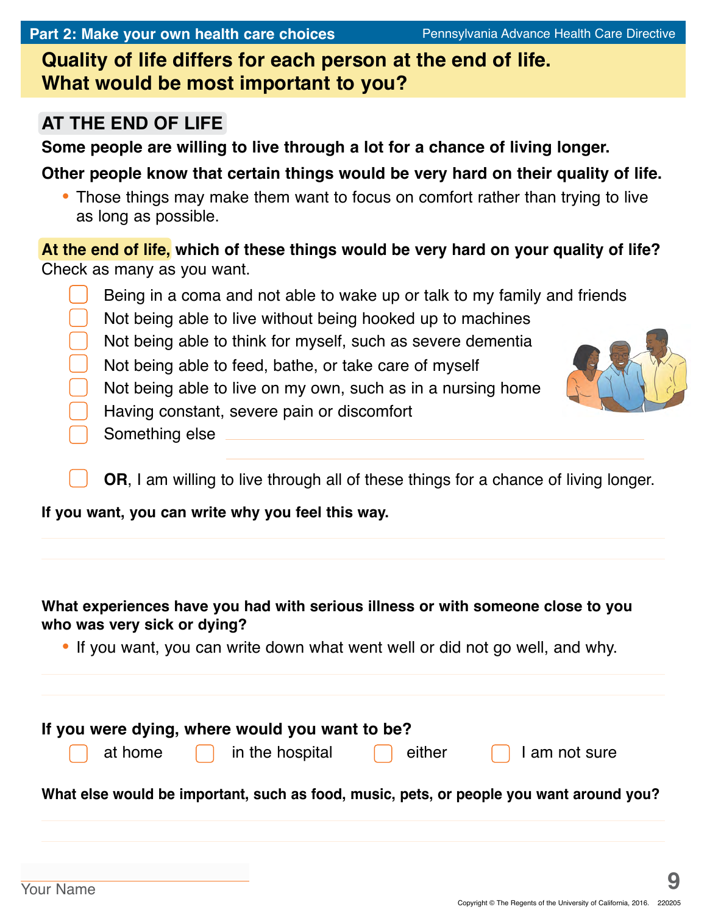## Quality of life differs for each person at the end of life. What would be most important to you?

### AT THE END OF LIFE

**Some people are willing to live through a lot for a chance of living longer.**

**Other people know that certain things would be very hard on their quality of life.**

- Those things may make them want to focus on comfort rather than trying to live as long as possible.

**At the end of life, which of these things would be very hard on your quality of life?** Check as many as you want.

- ☐ Being in a coma and not able to wake up or talk to my family and friends
- ☐ Not being able to live without being hooked up to machines
- ☐ Not being able to think for myself, such as severe dementia
- ☐ Not being able to feed, bathe, or take care of myself
- ☐ Not being able to live on my own, such as in a nursing home
- ☐ Having constant, severe pain or discomfort
- ☐ Something else ____________________

- ☐ **OR**, I am willing to live through all of these things for a chance of living longer.

**If you want, you can write why you feel this way.**

____________________

**What experiences have you had with serious illness or with someone close to you who was very sick or dying?**

- If you want, you can write down what went well or did not go well, and why.

____________________

**If you were dying, where would you want to be?**

☐ at home ☐ in the hospital ☐ either ☐ I am not sure

**What else would be important, such as food, music, pets, or people you want around you?**

____________________

Your Name ____________________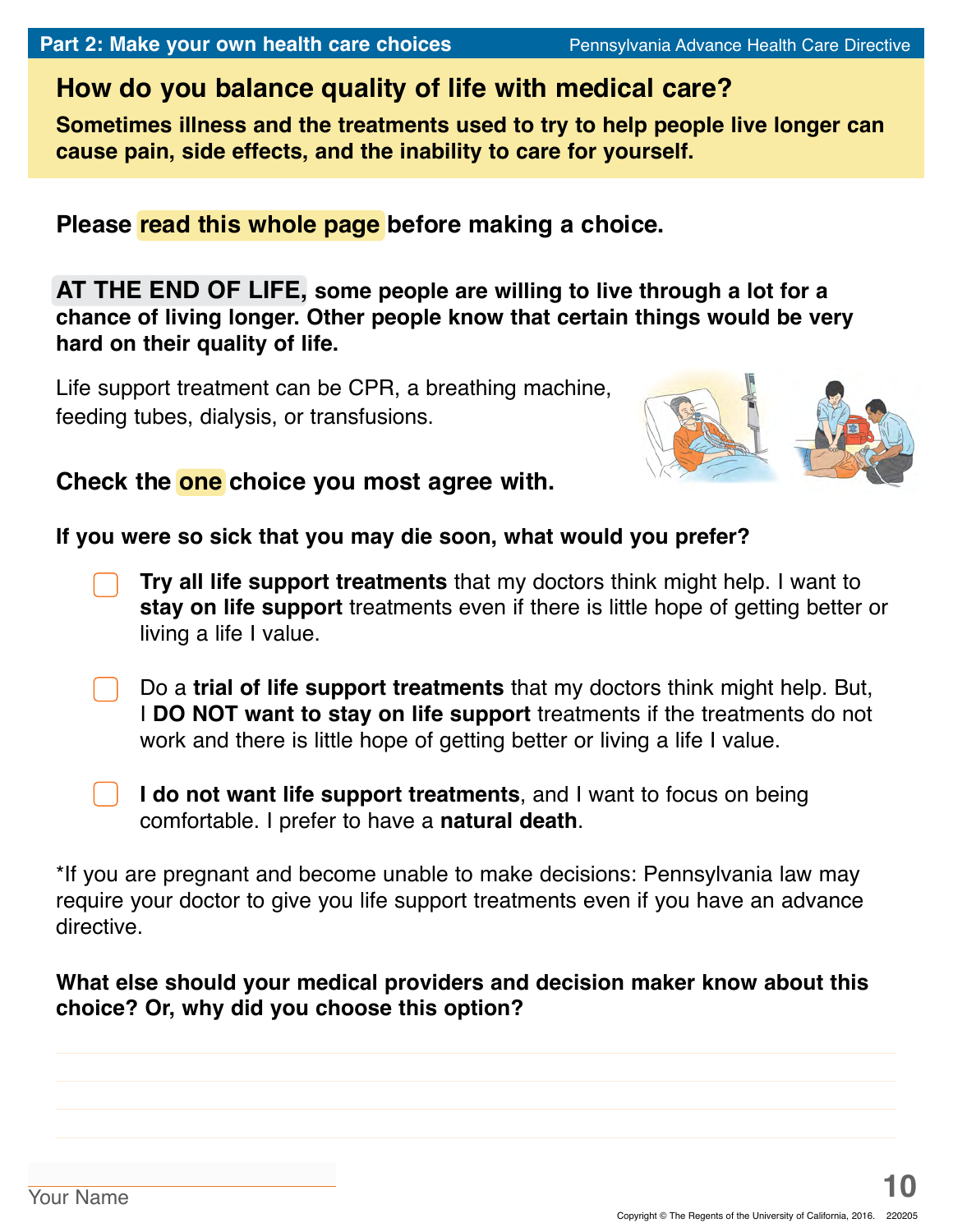## How do you balance quality of life with medical care?

**Sometimes illness and the treatments used to try to help people live longer can cause pain, side effects, and the inability to care for yourself.**

**Please read this whole page before making a choice.**

**AT THE END OF LIFE, some people are willing to live through a lot for a chance of living longer. Other people know that certain things would be very hard on their quality of life.**

Life support treatment can be CPR, a breathing machine, feeding tubes, dialysis, or transfusions.

**Check the one choice you most agree with.**

**If you were so sick that you may die soon, what would you prefer?**

- ☐ **Try all life support treatments** that my doctors think might help. I want to **stay on life support** treatments even if there is little hope of getting better or living a life I value.
- ☐ Do a **trial of life support treatments** that my doctors think might help. But, I **DO NOT want to stay on life support** treatments if the treatments do not work and there is little hope of getting better or living a life I value.
- ☐ **I do not want life support treatments**, and I want to focus on being comfortable. I prefer to have a **natural death**.

*If you are pregnant and become unable to make decisions: Pennsylvania law may require your doctor to give you life support treatments even if you have an advance directive.

**What else should your medical providers and decision maker know about this choice? Or, why did you choose this option?**

______________________________________________

______________________________________________

______________________________________________

______________________________________________

Your Name

Copyright © The Regents of the University of California, 2016. 220205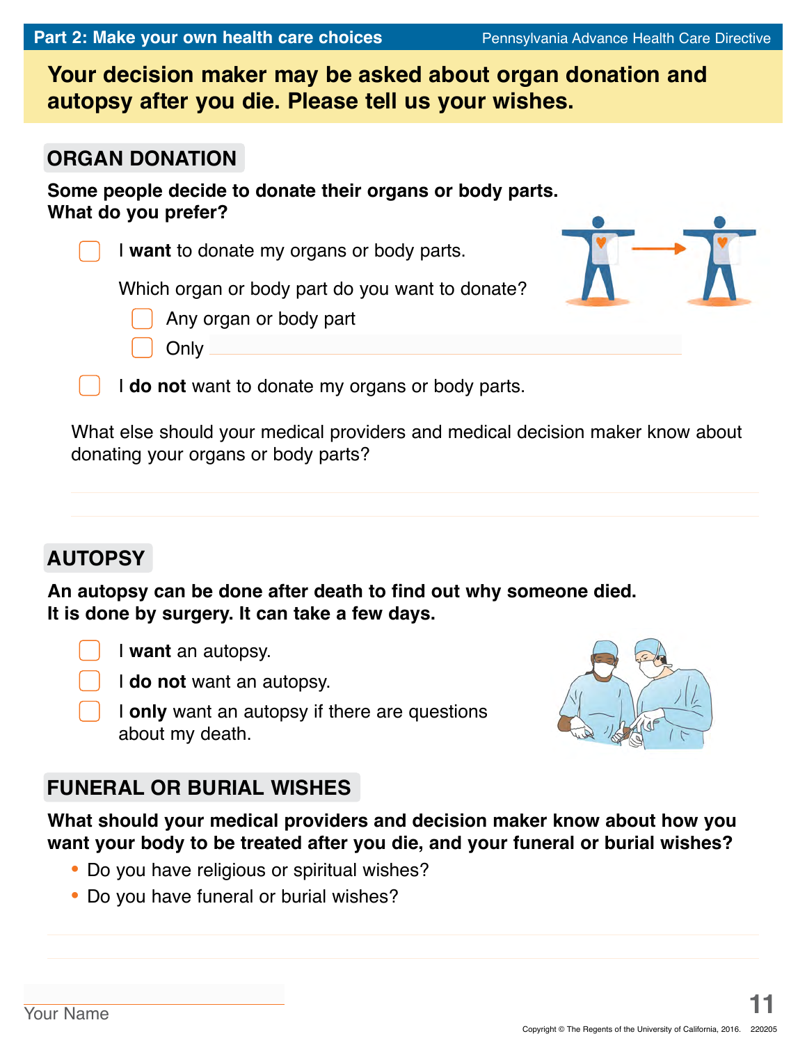## Your decision maker may be asked about organ donation and autopsy after you die. Please tell us your wishes.

### ORGAN DONATION

**Some people decide to donate their organs or body parts. What do you prefer?**

- ☐ I **want** to donate my organs or body parts.

  Which organ or body part do you want to donate?

  - ☐ Any organ or body part
  - ☐ Only ______________________________

- ☐ I **do not** want to donate my organs or body parts.

What else should your medical providers and medical decision maker know about donating your organs or body parts?

______________________________

______________________________

### AUTOPSY

**An autopsy can be done after death to find out why someone died. It is done by surgery. It can take a few days.**

- ☐ I **want** an autopsy.
- ☐ I **do not** want an autopsy.
- ☐ I **only** want an autopsy if there are questions about my death.

### FUNERAL OR BURIAL WISHES

**What should your medical providers and decision maker know about how you want your body to be treated after you die, and your funeral or burial wishes?**

- Do you have religious or spiritual wishes?
- Do you have funeral or burial wishes?

______________________________

______________________________

______________________________

Your Name

Copyright © The Regents of the University of California, 2016. 220205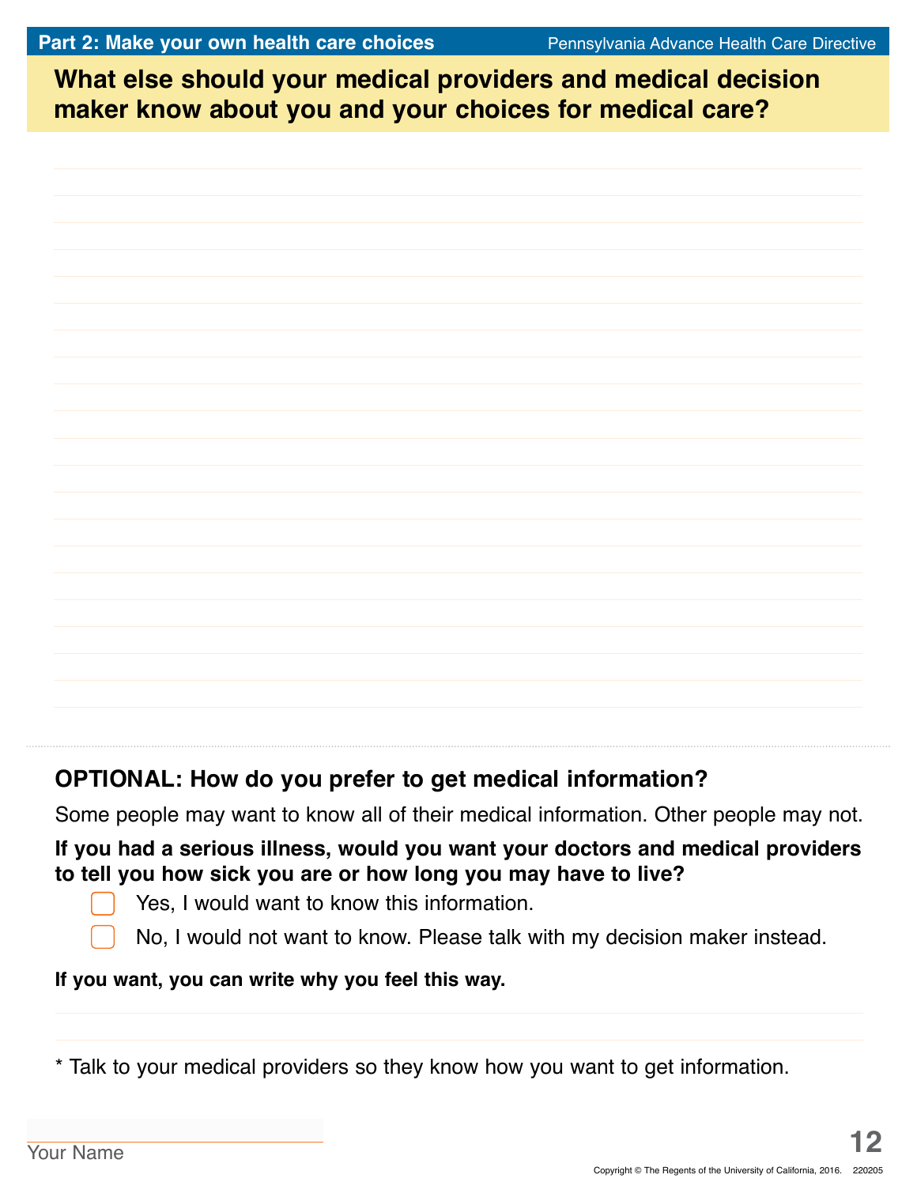## What else should your medical providers and medical decision maker know about you and your choices for medical care?

\_\_\_\_\_\_\_\_\_\_\_\_\_\_\_\_\_\_\_\_\_\_\_\_\_\_\_\_\_\_\_\_\_\_\_\_\_\_\_\_\_\_\_\_\_\_\_\_\_\_\_\_\_\_\_\_\_\_\_\_

\_\_\_\_\_\_\_\_\_\_\_\_\_\_\_\_\_\_\_\_\_\_\_\_\_\_\_\_\_\_\_\_\_\_\_\_\_\_\_\_\_\_\_\_\_\_\_\_\_\_\_\_\_\_\_\_\_\_\_\_

\_\_\_\_\_\_\_\_\_\_\_\_\_\_\_\_\_\_\_\_\_\_\_\_\_\_\_\_\_\_\_\_\_\_\_\_\_\_\_\_\_\_\_\_\_\_\_\_\_\_\_\_\_\_\_\_\_\_\_\_

\_\_\_\_\_\_\_\_\_\_\_\_\_\_\_\_\_\_\_\_\_\_\_\_\_\_\_\_\_\_\_\_\_\_\_\_\_\_\_\_\_\_\_\_\_\_\_\_\_\_\_\_\_\_\_\_\_\_\_\_

---

### OPTIONAL: How do you prefer to get medical information?

Some people may want to know all of their medical information. Other people may not.

**If you had a serious illness, would you want your doctors and medical providers to tell you how sick you are or how long you may have to live?**

- ☐ Yes, I would want to know this information.
- ☐ No, I would not want to know. Please talk with my decision maker instead.

**If you want, you can write why you feel this way.**

\_\_\_\_\_\_\_\_\_\_\_\_\_\_\_\_\_\_\_\_\_\_\_\_\_\_\_\_\_\_\_\_\_\_\_\_\_\_\_\_\_\_\_\_\_\_\_\_\_\_\_\_\_\_\_\_\_\_\_\_

\_\_\_\_\_\_\_\_\_\_\_\_\_\_\_\_\_\_\_\_\_\_\_\_\_\_\_\_\_\_\_\_\_\_\_\_\_\_\_\_\_\_\_\_\_\_\_\_\_\_\_\_\_\_\_\_\_\_\_\_

* Talk to your medical providers so they know how you want to get information.

\_\_\_\_\_\_\_\_\_\_\_\_\_\_\_\_\_\_\_\_\_\_\_\_\_\_\_\_\_\_
Your Name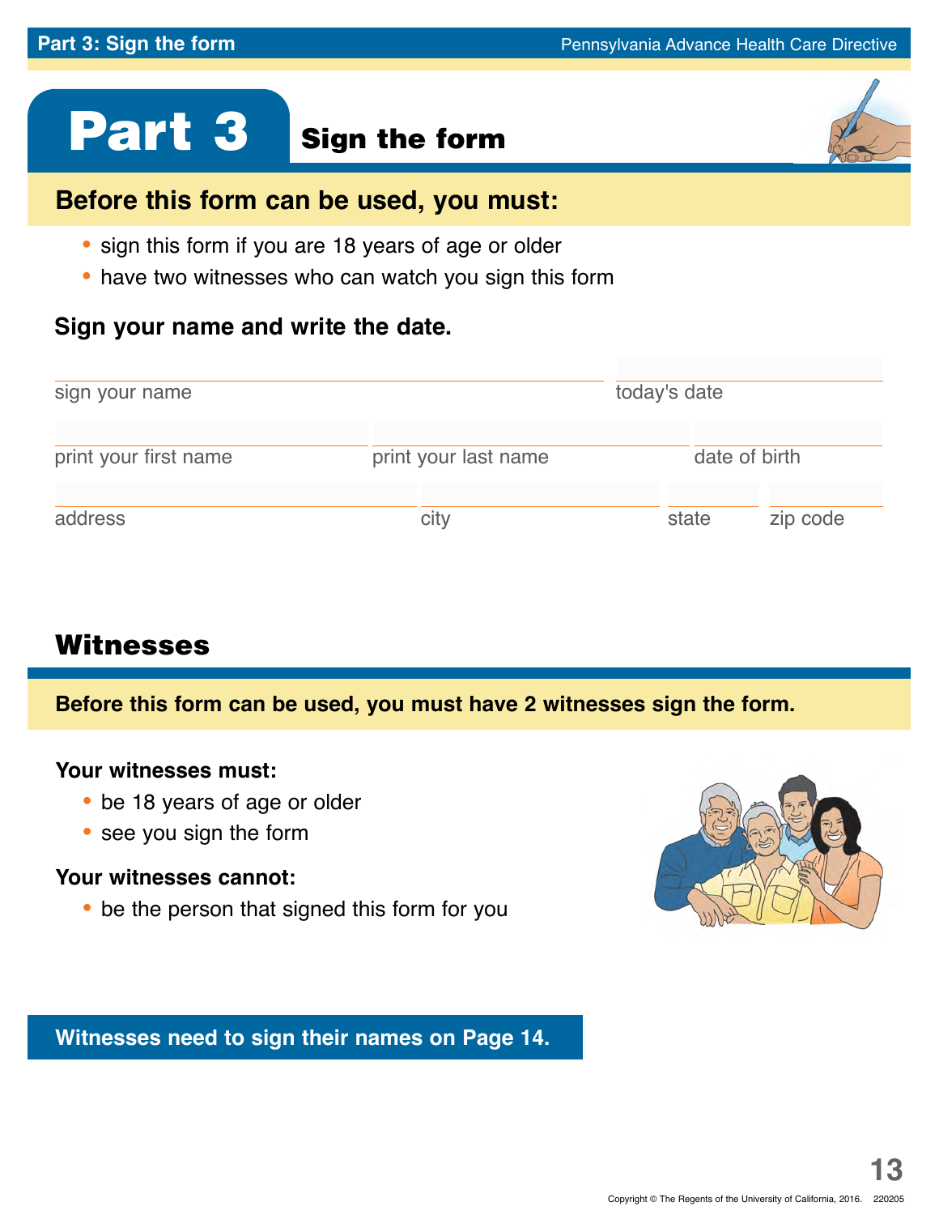# Part 3 Sign the form

## Before this form can be used, you must:

- sign this form if you are 18 years of age or older
- have two witnesses who can watch you sign this form

### Sign your name and write the date.

sign your name ______________________ today's date ______________________

print your first name ______________________ print your last name ______________________ date of birth ______________________

address ______________________ city ______________________ state ______________________ zip code ______________________

## Witnesses

**Before this form can be used, you must have 2 witnesses sign the form.**

**Your witnesses must:**

- be 18 years of age or older
- see you sign the form

**Your witnesses cannot:**

- be the person that signed this form for you

**Witnesses need to sign their names on Page 14.**

Copyright © The Regents of the University of California, 2016. 220205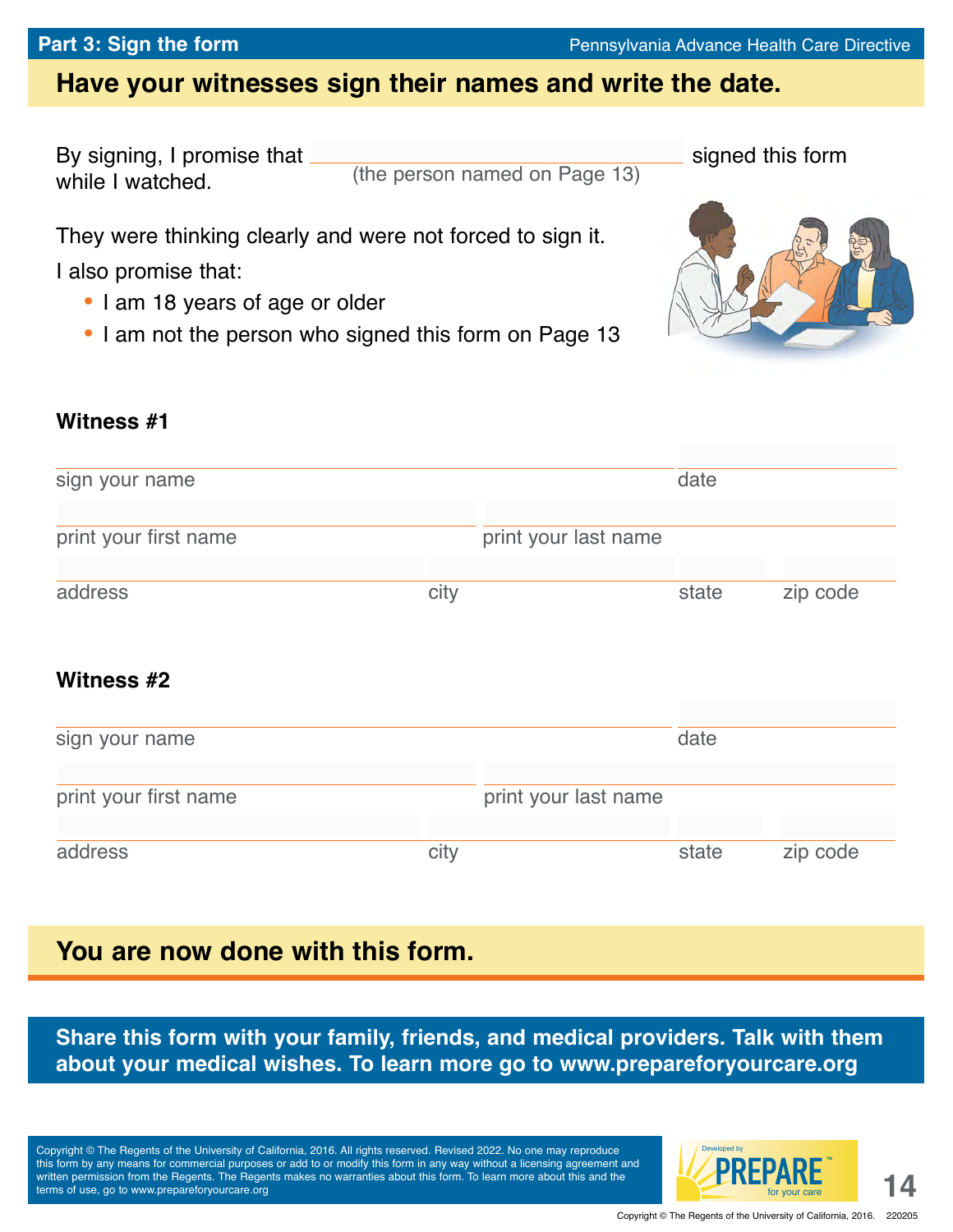**Part 3: Sign the form**

## Have your witnesses sign their names and write the date.

By signing, I promise that \_\_\_\_\_\_\_\_\_\_\_\_\_\_\_\_\_\_\_\_\_\_\_\_ (the person named on Page 13) signed this form while I watched.

They were thinking clearly and were not forced to sign it.

I also promise that:

- I am 18 years of age or older
- I am not the person who signed this form on Page 13

### Witness #1

sign your name \_\_\_\_\_\_\_\_\_\_\_\_\_\_\_\_\_\_\_\_ date \_\_\_\_\_\_\_\_\_\_

print your first name \_\_\_\_\_\_\_\_\_\_\_\_\_\_\_\_\_\_\_\_ print your last name \_\_\_\_\_\_\_\_\_\_\_\_\_\_\_\_\_\_\_\_

address \_\_\_\_\_\_\_\_\_\_\_\_\_\_\_\_\_\_\_\_ city \_\_\_\_\_\_\_\_\_\_ state \_\_\_\_\_ zip code \_\_\_\_\_\_\_\_

### Witness #2

sign your name \_\_\_\_\_\_\_\_\_\_\_\_\_\_\_\_\_\_\_\_ date \_\_\_\_\_\_\_\_\_\_

print your first name \_\_\_\_\_\_\_\_\_\_\_\_\_\_\_\_\_\_\_\_ print your last name \_\_\_\_\_\_\_\_\_\_\_\_\_\_\_\_\_\_\_\_

address \_\_\_\_\_\_\_\_\_\_\_\_\_\_\_\_\_\_\_\_ city \_\_\_\_\_\_\_\_\_\_ state \_\_\_\_\_ zip code \_\_\_\_\_\_\_\_

## You are now done with this form.

**Share this form with your family, friends, and medical providers. Talk with them about your medical wishes. To learn more go to www.prepareforyourcare.org**

Copyright © The Regents of the University of California, 2016. All rights reserved. Revised 2022. No one may reproduce this form by any means for commercial purposes or add to or modify this form in any way without a licensing agreement and written permission from the Regents. The Regents makes no warranties about this form. To learn more about this and the terms of use, go to www.prepareforyourcare.org

Developed by PREPARE™ for your care